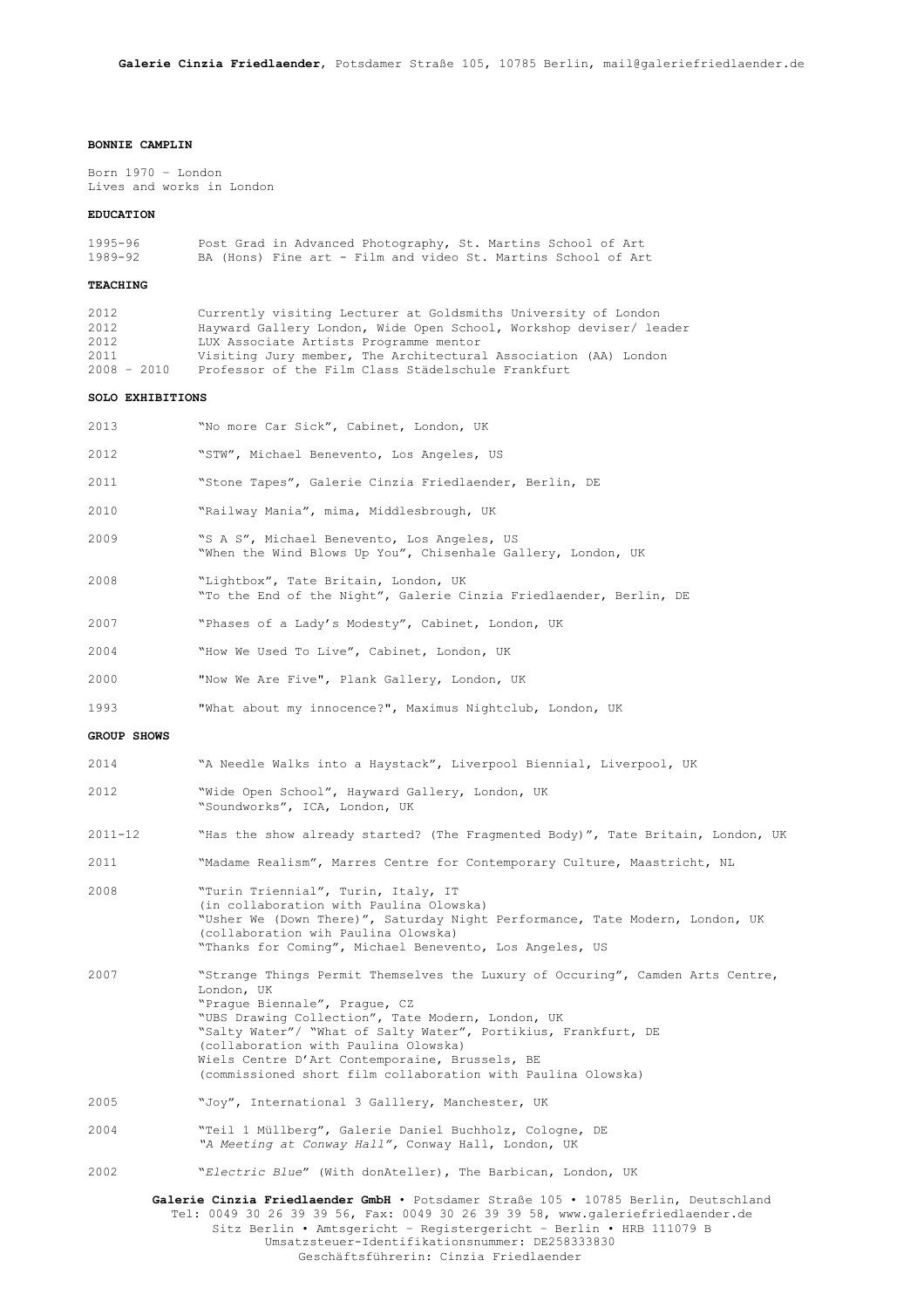**Galerie Cinzia Friedlaender**, Potsdamer Straße 105, 10785 Berlin, mail@galeriefriedlaender.de

## BONNIE CAMPLIN

Born 1970 – London
Lives and works in London

### EDUCATION

| | |
|---|---|
| 1995-96 | Post Grad in Advanced Photography, St. Martins School of Art |
| 1989-92 | BA (Hons) Fine art - Film and video St. Martins School of Art |

### TEACHING

| | |
|---|---|
| 2012 | Currently visiting Lecturer at Goldsmiths University of London |
| 2012 | Hayward Gallery London, Wide Open School, Workshop deviser/ leader |
| 2012 | LUX Associate Artists Programme mentor |
| 2011 | Visiting Jury member, The Architectural Association (AA) London |
| 2008 – 2010 | Professor of the Film Class Städelschule Frankfurt |

### SOLO EXHIBITIONS

| | |
|---|---|
| 2013 | "No more Car Sick", Cabinet, London, UK |
| 2012 | "STW", Michael Benevento, Los Angeles, US |
| 2011 | "Stone Tapes", Galerie Cinzia Friedlaender, Berlin, DE |
| 2010 | "Railway Mania", mima, Middlesbrough, UK |
| 2009 | "S A S", Michael Benevento, Los Angeles, US<br>"When the Wind Blows Up You", Chisenhale Gallery, London, UK |
| 2008 | "Lightbox", Tate Britain, London, UK<br>"To the End of the Night", Galerie Cinzia Friedlaender, Berlin, DE |
| 2007 | "Phases of a Lady's Modesty", Cabinet, London, UK |
| 2004 | "How We Used To Live", Cabinet, London, UK |
| 2000 | "Now We Are Five", Plank Gallery, London, UK |
| 1993 | "What about my innocence?", Maximus Nightclub, London, UK |

### GROUP SHOWS

| | |
|---|---|
| 2014 | "A Needle Walks into a Haystack", Liverpool Biennial, Liverpool, UK |
| 2012 | "Wide Open School", Hayward Gallery, London, UK<br>"Soundworks", ICA, London, UK |
| 2011-12 | "Has the show already started? (The Fragmented Body)", Tate Britain, London, UK |
| 2011 | "Madame Realism", Marres Centre for Contemporary Culture, Maastricht, NL |
| 2008 | "Turin Triennial", Turin, Italy, IT<br>(in collaboration with Paulina Olowska)<br>"Usher We (Down There)", Saturday Night Performance, Tate Modern, London, UK<br>(collaboration wih Paulina Olowska)<br>"Thanks for Coming", Michael Benevento, Los Angeles, US |
| 2007 | "Strange Things Permit Themselves the Luxury of Occuring", Camden Arts Centre, London, UK<br>"Prague Biennale", Prague, CZ<br>"UBS Drawing Collection", Tate Modern, London, UK<br>"Salty Water"/ "What of Salty Water", Portikius, Frankfurt, DE<br>(collaboration with Paulina Olowska)<br>Wiels Centre D'Art Contemporaine, Brussels, BE<br>(commissioned short film collaboration with Paulina Olowska) |
| 2005 | "Joy", International 3 Galllery, Manchester, UK |
| 2004 | "Teil 1 Müllberg", Galerie Daniel Buchholz, Cologne, DE<br>*"A Meeting at Conway Hall"*, Conway Hall, London, UK |
| 2002 | "*Electric Blue*" (With donAteller), The Barbican, London, UK |

**Galerie Cinzia Friedlaender GmbH** • Potsdamer Straße 105 • 10785 Berlin, Deutschland
Tel: 0049 30 26 39 39 56, Fax: 0049 30 26 39 39 58, www.galeriefriedlaender.de
Sitz Berlin • Amtsgericht – Registergericht – Berlin • HRB 111079 B
Umsatzsteuer-Identifikationsnummer: DE258333830
Geschäftsführerin: Cinzia Friedlaender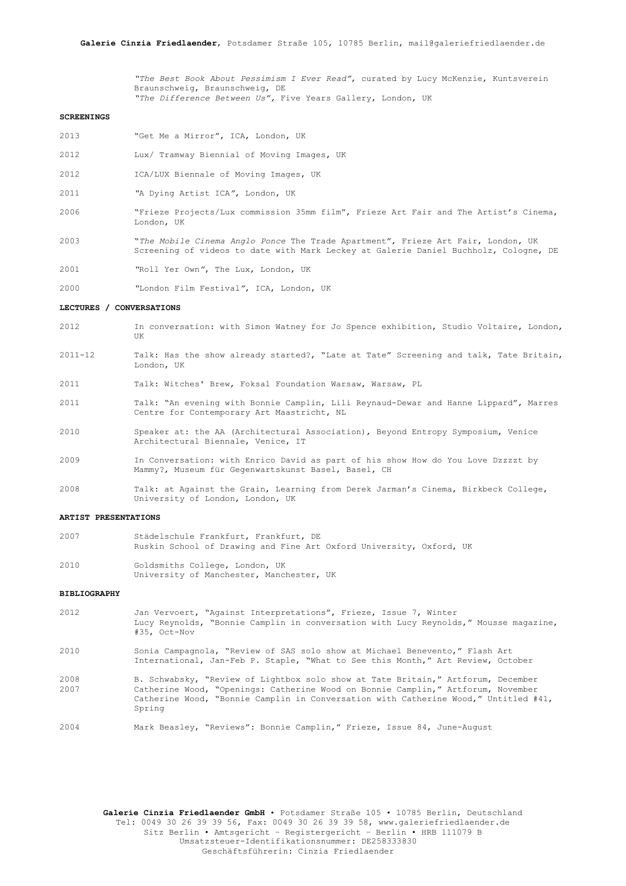*"The Best Book About Pessimism I Ever Read"*, curated by Lucy McKenzie, Kuntsverein Braunschweig, Braunschweig, DE
*"The Difference Between Us"*, Five Years Gallery, London, UK

**SCREENINGS**

2013 "Get Me a Mirror", ICA, London, UK

2012 Lux/ Tramway Biennial of Moving Images, UK

2012 ICA/LUX Biennale of Moving Images, UK

2011 "A Dying Artist ICA", London, UK

2006 "Frieze Projects/Lux commission 35mm film", Frieze Art Fair and The Artist's Cinema, London, UK

2003 "*The Mobile Cinema Anglo Ponce* The Trade Apartment", Frieze Art Fair, London, UK
Screening of videos to date with Mark Leckey at Galerie Daniel Buchholz, Cologne, DE

2001 "Roll Yer Own", The Lux, London, UK

2000 "London Film Festival", ICA, London, UK

**LECTURES / CONVERSATIONS**

2012 In conversation: with Simon Watney for Jo Spence exhibition, Studio Voltaire, London, UK

2011-12 Talk: Has the show already started?, "Late at Tate" Screening and talk, Tate Britain, London, UK

2011 Talk: Witches' Brew, Foksal Foundation Warsaw, Warsaw, PL

2011 Talk: "An evening with Bonnie Camplin, Lili Reynaud-Dewar and Hanne Lippard", Marres Centre for Contemporary Art Maastricht, NL

2010 Speaker at: the AA (Architectural Association), Beyond Entropy Symposium, Venice Architectural Biennale, Venice, IT

2009 In Conversation: with Enrico David as part of his show How do You Love Dzzzzt by Mammy?, Museum für Gegenwartskunst Basel, Basel, CH

2008 Talk: at Against the Grain, Learning from Derek Jarman's Cinema, Birkbeck College, University of London, London, UK

**ARTIST PRESENTATIONS**

2007 Städelschule Frankfurt, Frankfurt, DE
Ruskin School of Drawing and Fine Art Oxford University, Oxford, UK

2010 Goldsmiths College, London, UK
University of Manchester, Manchester, UK

**BIBLIOGRAPHY**

2012 Jan Vervoert, "Against Interpretations", Frieze, Issue 7, Winter
Lucy Reynolds, "Bonnie Camplin in conversation with Lucy Reynolds," Mousse magazine, #35, Oct-Nov

2010 Sonia Campagnola, "Review of SAS solo show at Michael Benevento," Flash Art International, Jan-Feb P. Staple, "What to See this Month," Art Review, October

2008 B. Schwabsky, "Review of Lightbox solo show at Tate Britain," Artforum, December

2007 Catherine Wood, "Openings: Catherine Wood on Bonnie Camplin," Artforum, November
Catherine Wood, "Bonnie Camplin in Conversation with Catherine Wood," Untitled #41, Spring

2004 Mark Beasley, "Reviews": Bonnie Camplin," Frieze, Issue 84, June-August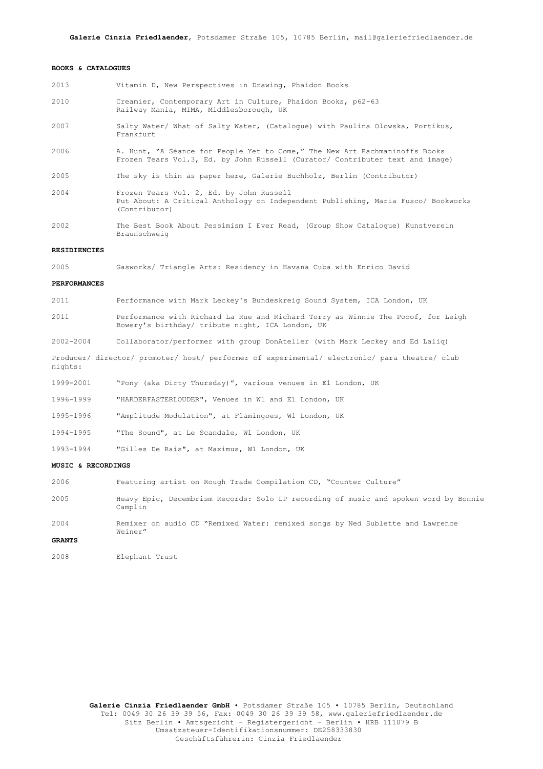## BOOKS & CATALOGUES

| | |
|---|---|
| 2013 | Vitamin D, New Perspectives in Drawing, Phaidon Books |
| 2010 | Creamier, Contemporary Art in Culture, Phaidon Books, p62-63<br>Railway Mania, MIMA, Middlesborough, UK |
| 2007 | Salty Water/ What of Salty Water, (Catalogue) with Paulina Olowska, Portikus, Frankfurt |
| 2006 | A. Hunt, "A Séance for People Yet to Come," The New Art Rachmaninoffs Books<br>Frozen Tears Vol.3, Ed. by John Russell (Curator/ Contributer text and image) |
| 2005 | The sky is thin as paper here, Galerie Buchholz, Berlin (Contributor) |
| 2004 | Frozen Tears Vol. 2, Ed. by John Russell<br>Put About: A Critical Anthology on Independent Publishing, Maria Fusco/ Bookworks (Contributor) |
| 2002 | The Best Book About Pessimism I Ever Read, (Group Show Catalogue) Kunstverein Braunschweig |

## RESIDIENCIES

| | |
|---|---|
| 2005 | Gasworks/ Triangle Arts: Residency in Havana Cuba with Enrico David |

## PERFORMANCES

| | |
|---|---|
| 2011 | Performance with Mark Leckey's Bundeskreig Sound System, ICA London, UK |
| 2011 | Performance with Richard La Rue and Richard Torry as Winnie The Pooof, for Leigh Bowery's birthday/ tribute night, ICA London, UK |
| 2002-2004 | Collaborator/performer with group DonAteller (with Mark Leckey and Ed Laliq) |

Producer/ director/ promoter/ host/ performer of experimental/ electronic/ para theatre/ club nights:

| | |
|---|---|
| 1999-2001 | "Pony (aka Dirty Thursday)", various venues in E1 London, UK |
| 1996-1999 | "HARDERFASTERLOUDER", Venues in W1 and E1 London, UK |
| 1995-1996 | "Amplitude Modulation", at Flamingoes, W1 London, UK |
| 1994-1995 | "The Sound", at Le Scandale, W1 London, UK |
| 1993-1994 | "Gilles De Rais", at Maximus, W1 London, UK |

## MUSIC & RECORDINGS

| | |
|---|---|
| 2006 | Featuring artist on Rough Trade Compilation CD, "Counter Culture" |
| 2005 | Heavy Epic, Decembrism Records: Solo LP recording of music and spoken word by Bonnie Camplin |
| 2004 | Remixer on audio CD "Remixed Water: remixed songs by Ned Sublette and Lawrence Weiner" |

## GRANTS

| | |
|---|---|
| 2008 | Elephant Trust |